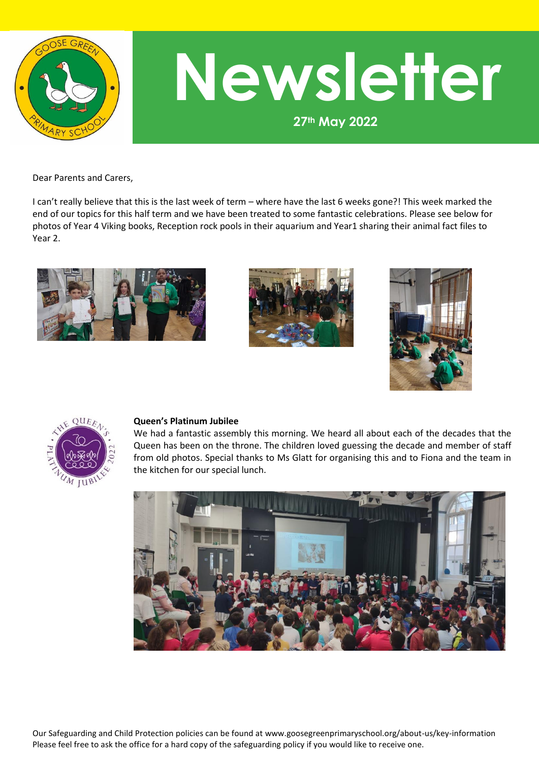# Newsletter

**27th May 2022**

Dear Parents and Carers,

I can't really believe that this is the last week of term – where have the last 6 weeks gone?! This week marked the end of our topics for this half term and we have been treated to some fantastic celebrations. Please see below for photos of Year 4 Viking books, Reception rock pools in their aquarium and Year1 sharing their animal fact files to Year 2.

**Queen's Platinum Jubilee**

We had a fantastic assembly this morning. We heard all about each of the decades that the Queen has been on the throne. The children loved guessing the decade and member of staff from old photos. Special thanks to Ms Glatt for organising this and to Fiona and the team in the kitchen for our special lunch.

Our Safeguarding and Child Protection policies can be found at www.goosegreenprimaryschool.org/about-us/key-information
Please feel free to ask the office for a hard copy of the safeguarding policy if you would like to receive one.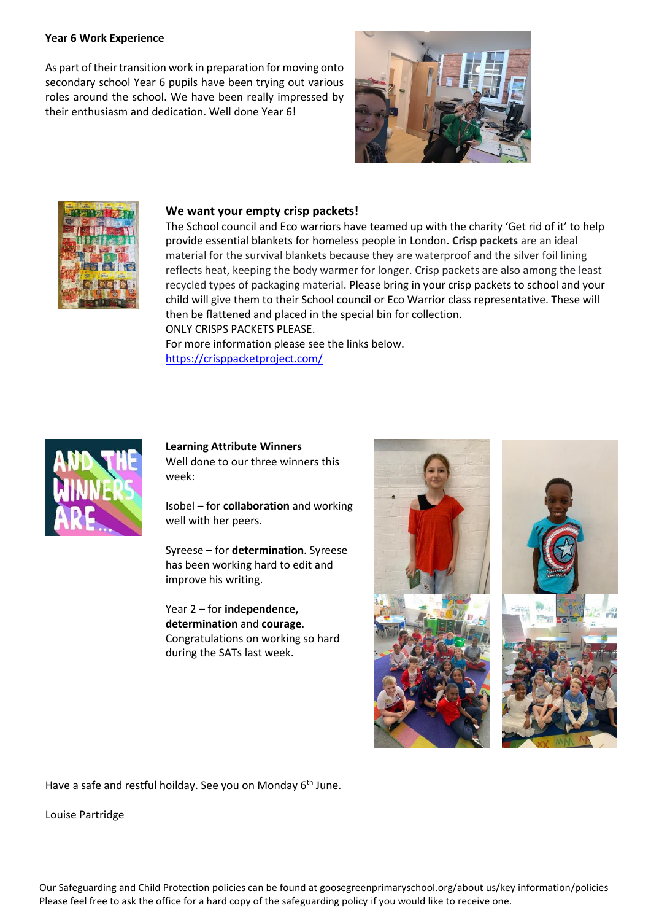**Year 6 Work Experience**

As part of their transition work in preparation for moving onto secondary school Year 6 pupils have been trying out various roles around the school. We have been really impressed by their enthusiasm and dedication. Well done Year 6!

**We want your empty crisp packets!**

The School council and Eco warriors have teamed up with the charity 'Get rid of it' to help provide essential blankets for homeless people in London. **Crisp packets** are an ideal material for the survival blankets because they are waterproof and the silver foil lining reflects heat, keeping the body warmer for longer. Crisp packets are also among the least recycled types of packaging material. Please bring in your crisp packets to school and your child will give them to their School council or Eco Warrior class representative. These will then be flattened and placed in the special bin for collection.

ONLY CRISPS PACKETS PLEASE.

For more information please see the links below.

https://crisppacketproject.com/

**Learning Attribute Winners**

Well done to our three winners this week:

Isobel – for **collaboration** and working well with her peers.

Syreese – for **determination**. Syreese has been working hard to edit and improve his writing.

Year 2 – for **independence, determination** and **courage**. Congratulations on working so hard during the SATs last week.

Have a safe and restful hoilday. See you on Monday 6th June.

Louise Partridge

Our Safeguarding and Child Protection policies can be found at goosegreenprimaryschool.org/about us/key information/policies
Please feel free to ask the office for a hard copy of the safeguarding policy if you would like to receive one.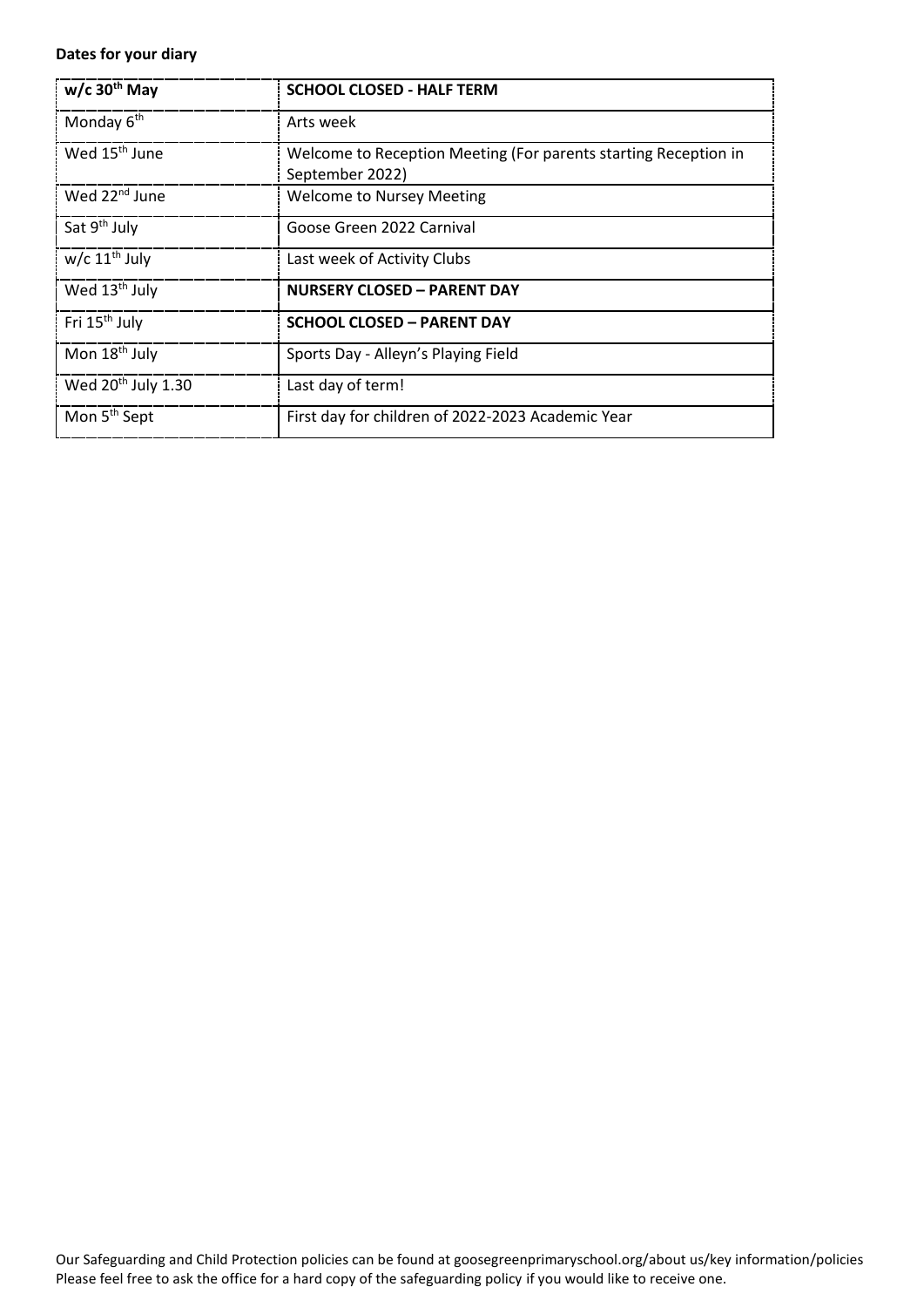**Dates for your diary**

| | |
|---|---|
| **w/c 30th May** | **SCHOOL CLOSED - HALF TERM** |
| Monday 6th | Arts week |
| Wed 15th June | Welcome to Reception Meeting (For parents starting Reception in September 2022) |
| Wed 22nd June | Welcome to Nursey Meeting |
| Sat 9th July | Goose Green 2022 Carnival |
| w/c 11th July | Last week of Activity Clubs |
| Wed 13th July | **NURSERY CLOSED – PARENT DAY** |
| Fri 15th July | **SCHOOL CLOSED – PARENT DAY** |
| Mon 18th July | Sports Day - Alleyn's Playing Field |
| Wed 20th July 1.30 | Last day of term! |
| Mon 5th Sept | First day for children of 2022-2023 Academic Year |

Our Safeguarding and Child Protection policies can be found at goosegreenprimaryschool.org/about us/key information/policies
Please feel free to ask the office for a hard copy of the safeguarding policy if you would like to receive one.